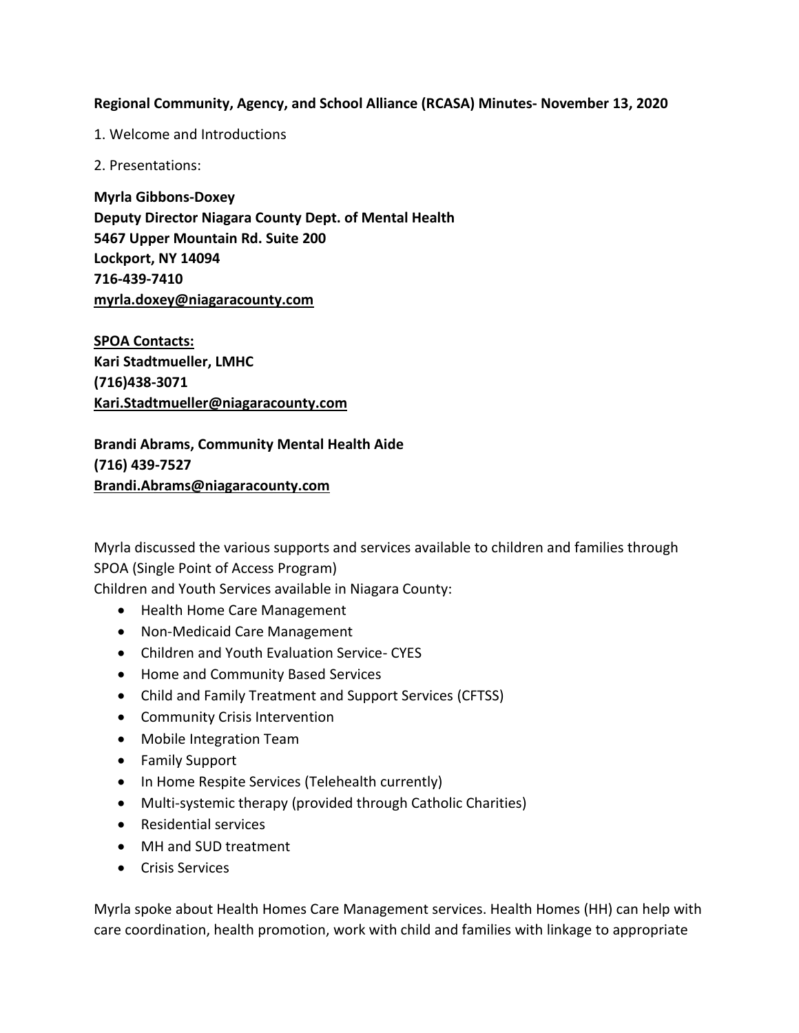**Regional Community, Agency, and School Alliance (RCASA) Minutes- November 13, 2020**

1. Welcome and Introductions

2. Presentations:

**Myrla Gibbons-Doxey**
**Deputy Director Niagara County Dept. of Mental Health**
**5467 Upper Mountain Rd. Suite 200**
**Lockport, NY 14094**
**716-439-7410**
**myrla.doxey@niagaracounty.com**

**SPOA Contacts:**
**Kari Stadtmueller, LMHC**
**(716)438-3071**
**Kari.Stadtmueller@niagaracounty.com**

**Brandi Abrams, Community Mental Health Aide**
**(716) 439-7527**
**Brandi.Abrams@niagaracounty.com**

Myrla discussed the various supports and services available to children and families through SPOA (Single Point of Access Program)
Children and Youth Services available in Niagara County:

- Health Home Care Management
- Non-Medicaid Care Management
- Children and Youth Evaluation Service- CYES
- Home and Community Based Services
- Child and Family Treatment and Support Services (CFTSS)
- Community Crisis Intervention
- Mobile Integration Team
- Family Support
- In Home Respite Services (Telehealth currently)
- Multi-systemic therapy (provided through Catholic Charities)
- Residential services
- MH and SUD treatment
- Crisis Services

Myrla spoke about Health Homes Care Management services. Health Homes (HH) can help with care coordination, health promotion, work with child and families with linkage to appropriate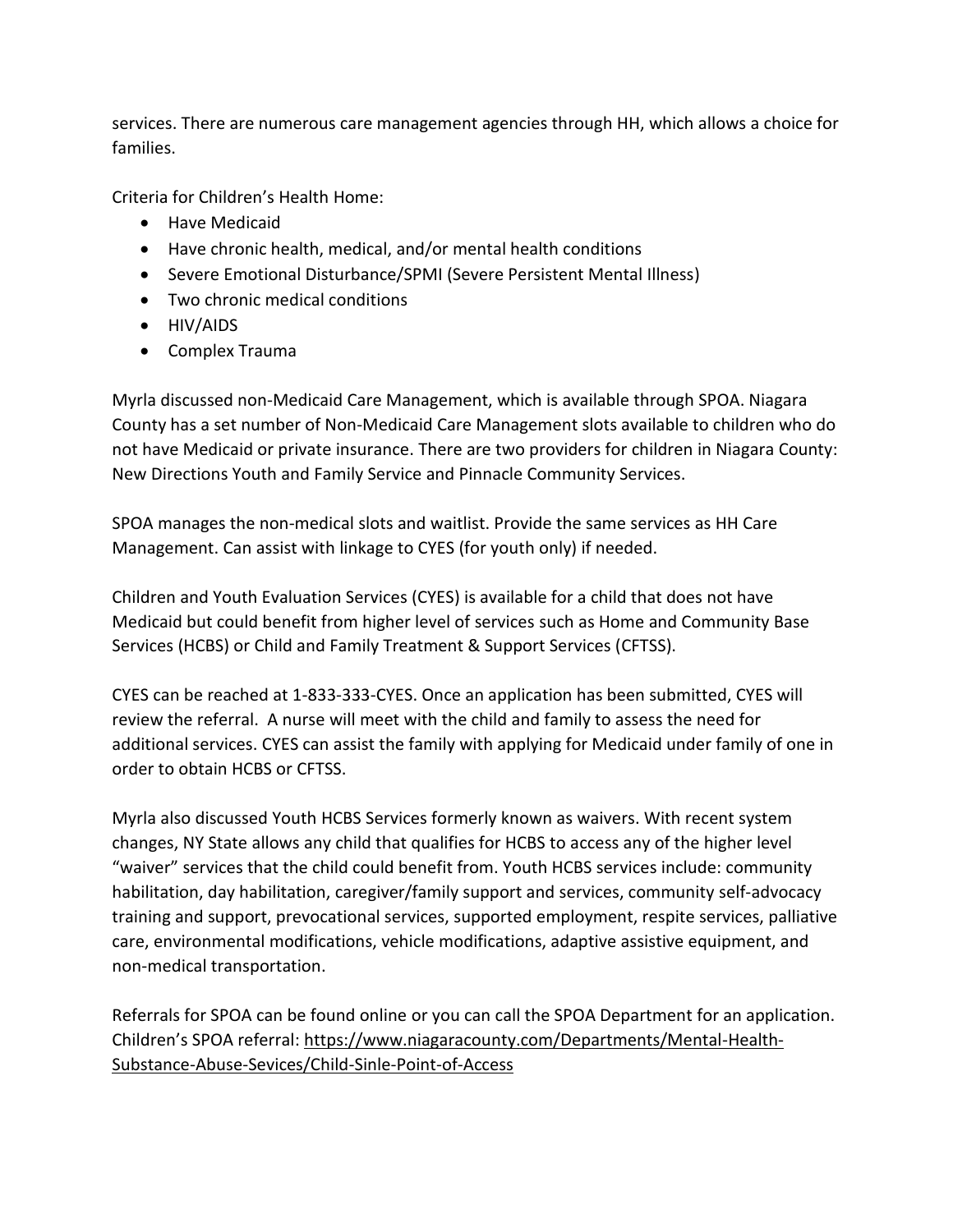services. There are numerous care management agencies through HH, which allows a choice for families.

Criteria for Children's Health Home:

- Have Medicaid
- Have chronic health, medical, and/or mental health conditions
- Severe Emotional Disturbance/SPMI (Severe Persistent Mental Illness)
- Two chronic medical conditions
- HIV/AIDS
- Complex Trauma

Myrla discussed non-Medicaid Care Management, which is available through SPOA. Niagara County has a set number of Non-Medicaid Care Management slots available to children who do not have Medicaid or private insurance. There are two providers for children in Niagara County: New Directions Youth and Family Service and Pinnacle Community Services.

SPOA manages the non-medical slots and waitlist. Provide the same services as HH Care Management. Can assist with linkage to CYES (for youth only) if needed.

Children and Youth Evaluation Services (CYES) is available for a child that does not have Medicaid but could benefit from higher level of services such as Home and Community Base Services (HCBS) or Child and Family Treatment & Support Services (CFTSS).

CYES can be reached at 1-833-333-CYES. Once an application has been submitted, CYES will review the referral. A nurse will meet with the child and family to assess the need for additional services. CYES can assist the family with applying for Medicaid under family of one in order to obtain HCBS or CFTSS.

Myrla also discussed Youth HCBS Services formerly known as waivers. With recent system changes, NY State allows any child that qualifies for HCBS to access any of the higher level "waiver" services that the child could benefit from. Youth HCBS services include: community habilitation, day habilitation, caregiver/family support and services, community self-advocacy training and support, prevocational services, supported employment, respite services, palliative care, environmental modifications, vehicle modifications, adaptive assistive equipment, and non-medical transportation.

Referrals for SPOA can be found online or you can call the SPOA Department for an application. Children's SPOA referral: https://www.niagaracounty.com/Departments/Mental-Health-Substance-Abuse-Sevices/Child-Sinle-Point-of-Access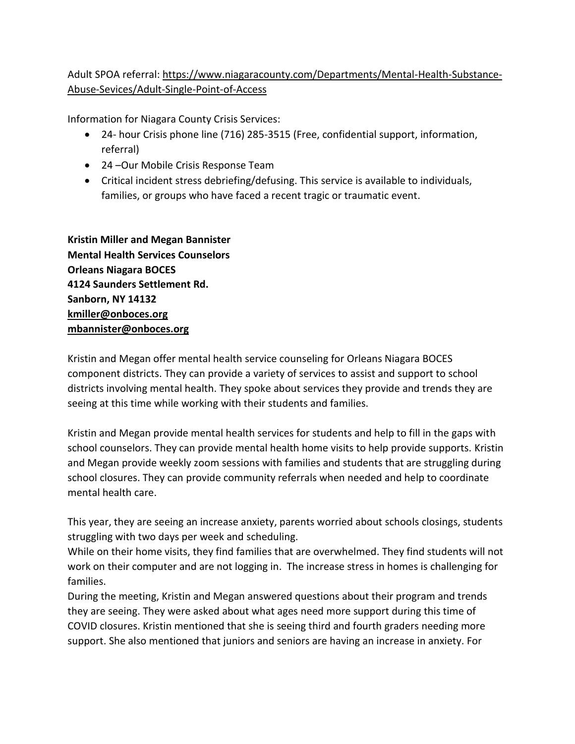Adult SPOA referral: [https://www.niagaracounty.com/Departments/Mental-Health-Substance-Abuse-Sevices/Adult-Single-Point-of-Access](https://www.niagaracounty.com/Departments/Mental-Health-Substance-Abuse-Sevices/Adult-Single-Point-of-Access)

Information for Niagara County Crisis Services:

- 24- hour Crisis phone line (716) 285-3515 (Free, confidential support, information, referral)
- 24 –Our Mobile Crisis Response Team
- Critical incident stress debriefing/defusing. This service is available to individuals, families, or groups who have faced a recent tragic or traumatic event.

**Kristin Miller and Megan Bannister**
**Mental Health Services Counselors**
**Orleans Niagara BOCES**
**4124 Saunders Settlement Rd.**
**Sanborn, NY 14132**
**[kmiller@onboces.org](mailto:kmiller@onboces.org)**
**[mbannister@onboces.org](mailto:mbannister@onboces.org)**

Kristin and Megan offer mental health service counseling for Orleans Niagara BOCES component districts. They can provide a variety of services to assist and support to school districts involving mental health. They spoke about services they provide and trends they are seeing at this time while working with their students and families.

Kristin and Megan provide mental health services for students and help to fill in the gaps with school counselors. They can provide mental health home visits to help provide supports. Kristin and Megan provide weekly zoom sessions with families and students that are struggling during school closures. They can provide community referrals when needed and help to coordinate mental health care.

This year, they are seeing an increase anxiety, parents worried about schools closings, students struggling with two days per week and scheduling.
While on their home visits, they find families that are overwhelmed. They find students will not work on their computer and are not logging in. The increase stress in homes is challenging for families.
During the meeting, Kristin and Megan answered questions about their program and trends they are seeing. They were asked about what ages need more support during this time of COVID closures. Kristin mentioned that she is seeing third and fourth graders needing more support. She also mentioned that juniors and seniors are having an increase in anxiety. For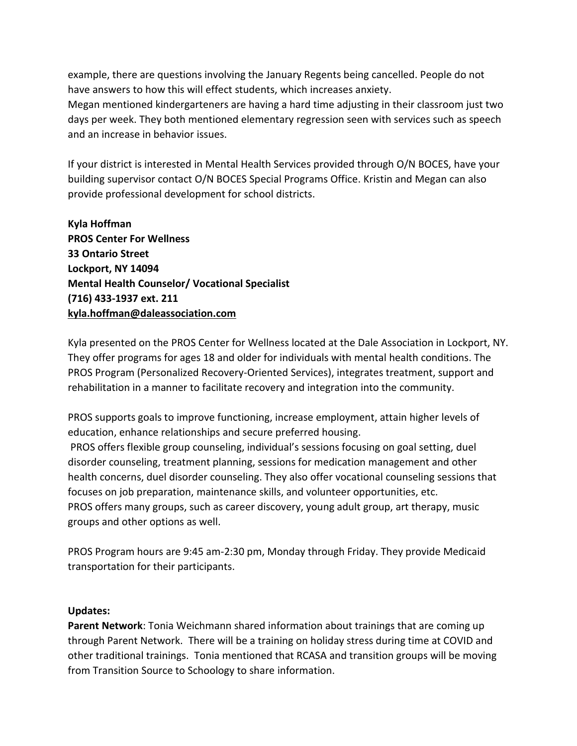example, there are questions involving the January Regents being cancelled. People do not have answers to how this will effect students, which increases anxiety.
Megan mentioned kindergarteners are having a hard time adjusting in their classroom just two days per week. They both mentioned elementary regression seen with services such as speech and an increase in behavior issues.

If your district is interested in Mental Health Services provided through O/N BOCES, have your building supervisor contact O/N BOCES Special Programs Office. Kristin and Megan can also provide professional development for school districts.

**Kyla Hoffman**
**PROS Center For Wellness**
**33 Ontario Street**
**Lockport, NY 14094**
**Mental Health Counselor/ Vocational Specialist**
**(716) 433-1937 ext. 211**
**kyla.hoffman@daleassociation.com**

Kyla presented on the PROS Center for Wellness located at the Dale Association in Lockport, NY. They offer programs for ages 18 and older for individuals with mental health conditions. The PROS Program (Personalized Recovery-Oriented Services), integrates treatment, support and rehabilitation in a manner to facilitate recovery and integration into the community.

PROS supports goals to improve functioning, increase employment, attain higher levels of education, enhance relationships and secure preferred housing.
PROS offers flexible group counseling, individual's sessions focusing on goal setting, duel disorder counseling, treatment planning, sessions for medication management and other health concerns, duel disorder counseling. They also offer vocational counseling sessions that focuses on job preparation, maintenance skills, and volunteer opportunities, etc.
PROS offers many groups, such as career discovery, young adult group, art therapy, music groups and other options as well.

PROS Program hours are 9:45 am-2:30 pm, Monday through Friday. They provide Medicaid transportation for their participants.

**Updates:**
**Parent Network**: Tonia Weichmann shared information about trainings that are coming up through Parent Network. There will be a training on holiday stress during time at COVID and other traditional trainings. Tonia mentioned that RCASA and transition groups will be moving from Transition Source to Schoology to share information.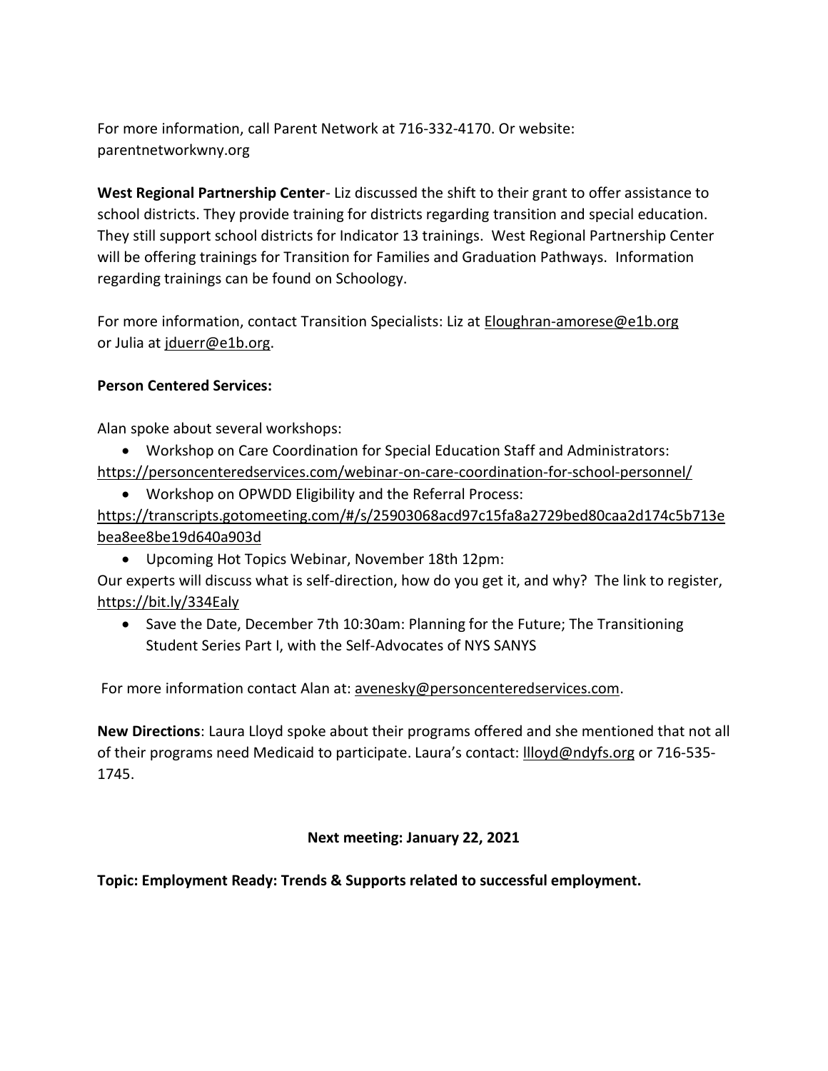For more information, call Parent Network at 716-332-4170. Or website: parentnetworkwny.org

**West Regional Partnership Center**- Liz discussed the shift to their grant to offer assistance to school districts. They provide training for districts regarding transition and special education. They still support school districts for Indicator 13 trainings. West Regional Partnership Center will be offering trainings for Transition for Families and Graduation Pathways. Information regarding trainings can be found on Schoology.

For more information, contact Transition Specialists: Liz at Eloughran-amorese@e1b.org or Julia at jduerr@e1b.org.

**Person Centered Services:**

Alan spoke about several workshops:

- Workshop on Care Coordination for Special Education Staff and Administrators: https://personcenteredservices.com/webinar-on-care-coordination-for-school-personnel/
- Workshop on OPWDD Eligibility and the Referral Process: https://transcripts.gotomeeting.com/#/s/25903068acd97c15fa8a2729bed80caa2d174c5b713ebea8ee8be19d640a903d
- Upcoming Hot Topics Webinar, November 18th 12pm:
Our experts will discuss what is self-direction, how do you get it, and why? The link to register, https://bit.ly/334Ealy
- Save the Date, December 7th 10:30am: Planning for the Future; The Transitioning Student Series Part I, with the Self-Advocates of NYS SANYS

For more information contact Alan at: avenesky@personcenteredservices.com.

**New Directions**: Laura Lloyd spoke about their programs offered and she mentioned that not all of their programs need Medicaid to participate. Laura's contact: llloyd@ndyfs.org or 716-535-1745.

**Next meeting: January 22, 2021**

**Topic: Employment Ready: Trends & Supports related to successful employment.**